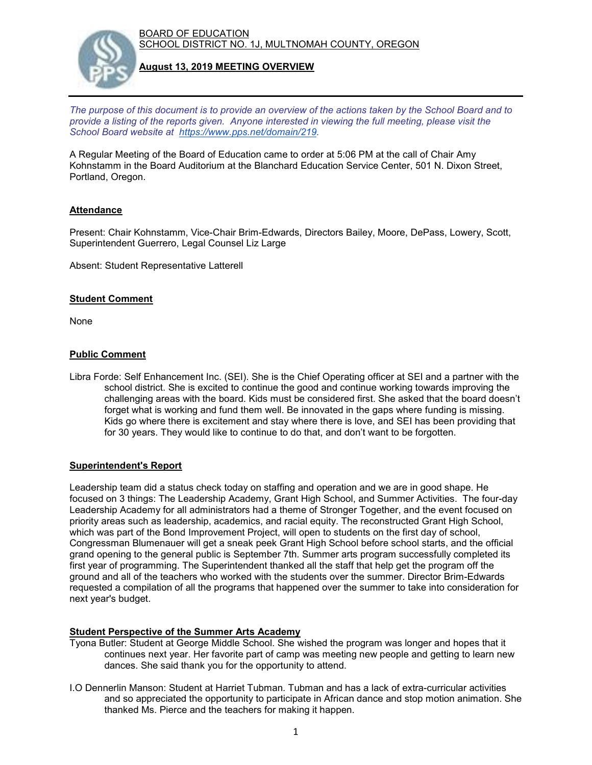BOARD OF EDUCATION
SCHOOL DISTRICT NO. 1J, MULTNOMAH COUNTY, OREGON

**August 13, 2019 MEETING OVERVIEW**

*The purpose of this document is to provide an overview of the actions taken by the School Board and to provide a listing of the reports given. Anyone interested in viewing the full meeting, please visit the School Board website at https://www.pps.net/domain/219.*

A Regular Meeting of the Board of Education came to order at 5:06 PM at the call of Chair Amy Kohnstamm in the Board Auditorium at the Blanchard Education Service Center, 501 N. Dixon Street, Portland, Oregon.

## Attendance

Present: Chair Kohnstamm, Vice-Chair Brim-Edwards, Directors Bailey, Moore, DePass, Lowery, Scott, Superintendent Guerrero, Legal Counsel Liz Large

Absent: Student Representative Latterell

## Student Comment

None

## Public Comment

Libra Forde: Self Enhancement Inc. (SEI). She is the Chief Operating officer at SEI and a partner with the school district. She is excited to continue the good and continue working towards improving the challenging areas with the board. Kids must be considered first. She asked that the board doesn't forget what is working and fund them well. Be innovated in the gaps where funding is missing. Kids go where there is excitement and stay where there is love, and SEI has been providing that for 30 years. They would like to continue to do that, and don't want to be forgotten.

## Superintendent's Report

Leadership team did a status check today on staffing and operation and we are in good shape. He focused on 3 things: The Leadership Academy, Grant High School, and Summer Activities. The four-day Leadership Academy for all administrators had a theme of Stronger Together, and the event focused on priority areas such as leadership, academics, and racial equity. The reconstructed Grant High School, which was part of the Bond Improvement Project, will open to students on the first day of school, Congressman Blumenauer will get a sneak peek Grant High School before school starts, and the official grand opening to the general public is September 7th. Summer arts program successfully completed its first year of programming. The Superintendent thanked all the staff that help get the program off the ground and all of the teachers who worked with the students over the summer. Director Brim-Edwards requested a compilation of all the programs that happened over the summer to take into consideration for next year's budget.

## Student Perspective of the Summer Arts Academy

Tyona Butler: Student at George Middle School. She wished the program was longer and hopes that it continues next year. Her favorite part of camp was meeting new people and getting to learn new dances. She said thank you for the opportunity to attend.

I.O Dennerlin Manson: Student at Harriet Tubman. Tubman and has a lack of extra-curricular activities and so appreciated the opportunity to participate in African dance and stop motion animation. She thanked Ms. Pierce and the teachers for making it happen.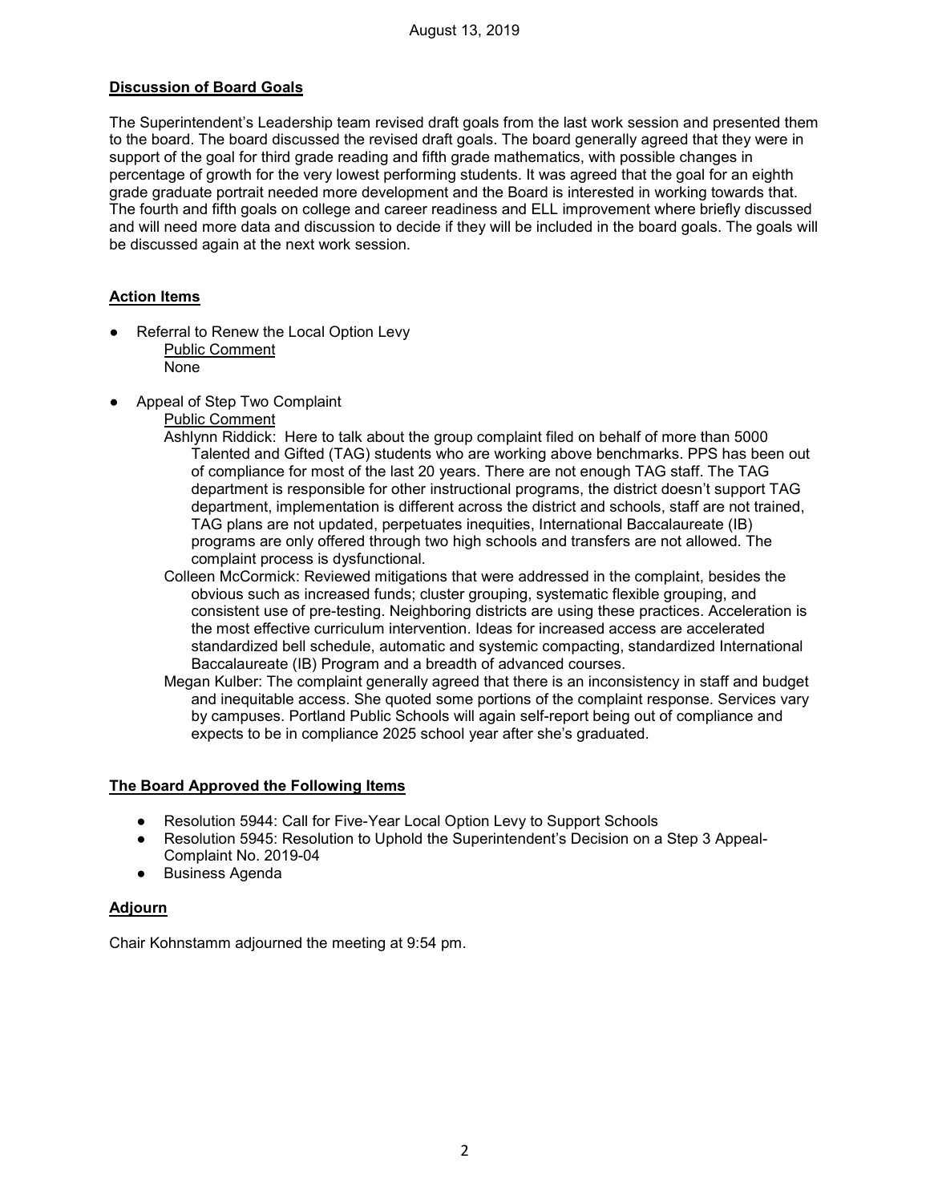**Discussion of Board Goals**

The Superintendent's Leadership team revised draft goals from the last work session and presented them to the board. The board discussed the revised draft goals. The board generally agreed that they were in support of the goal for third grade reading and fifth grade mathematics, with possible changes in percentage of growth for the very lowest performing students. It was agreed that the goal for an eighth grade graduate portrait needed more development and the Board is interested in working towards that. The fourth and fifth goals on college and career readiness and ELL improvement where briefly discussed and will need more data and discussion to decide if they will be included in the board goals. The goals will be discussed again at the next work session.

**Action Items**

- Referral to Renew the Local Option Levy
  - Public Comment
  - None

- Appeal of Step Two Complaint
  - Public Comment
  - Ashlynn Riddick: Here to talk about the group complaint filed on behalf of more than 5000 Talented and Gifted (TAG) students who are working above benchmarks. PPS has been out of compliance for most of the last 20 years. There are not enough TAG staff. The TAG department is responsible for other instructional programs, the district doesn't support TAG department, implementation is different across the district and schools, staff are not trained, TAG plans are not updated, perpetuates inequities, International Baccalaureate (IB) programs are only offered through two high schools and transfers are not allowed. The complaint process is dysfunctional.
  - Colleen McCormick: Reviewed mitigations that were addressed in the complaint, besides the obvious such as increased funds; cluster grouping, systematic flexible grouping, and consistent use of pre-testing. Neighboring districts are using these practices. Acceleration is the most effective curriculum intervention. Ideas for increased access are accelerated standardized bell schedule, automatic and systemic compacting, standardized International Baccalaureate (IB) Program and a breadth of advanced courses.
  - Megan Kulber: The complaint generally agreed that there is an inconsistency in staff and budget and inequitable access. She quoted some portions of the complaint response. Services vary by campuses. Portland Public Schools will again self-report being out of compliance and expects to be in compliance 2025 school year after she's graduated.

**The Board Approved the Following Items**

- Resolution 5944: Call for Five-Year Local Option Levy to Support Schools
- Resolution 5945: Resolution to Uphold the Superintendent's Decision on a Step 3 Appeal-Complaint No. 2019-04
- Business Agenda

**Adjourn**

Chair Kohnstamm adjourned the meeting at 9:54 pm.